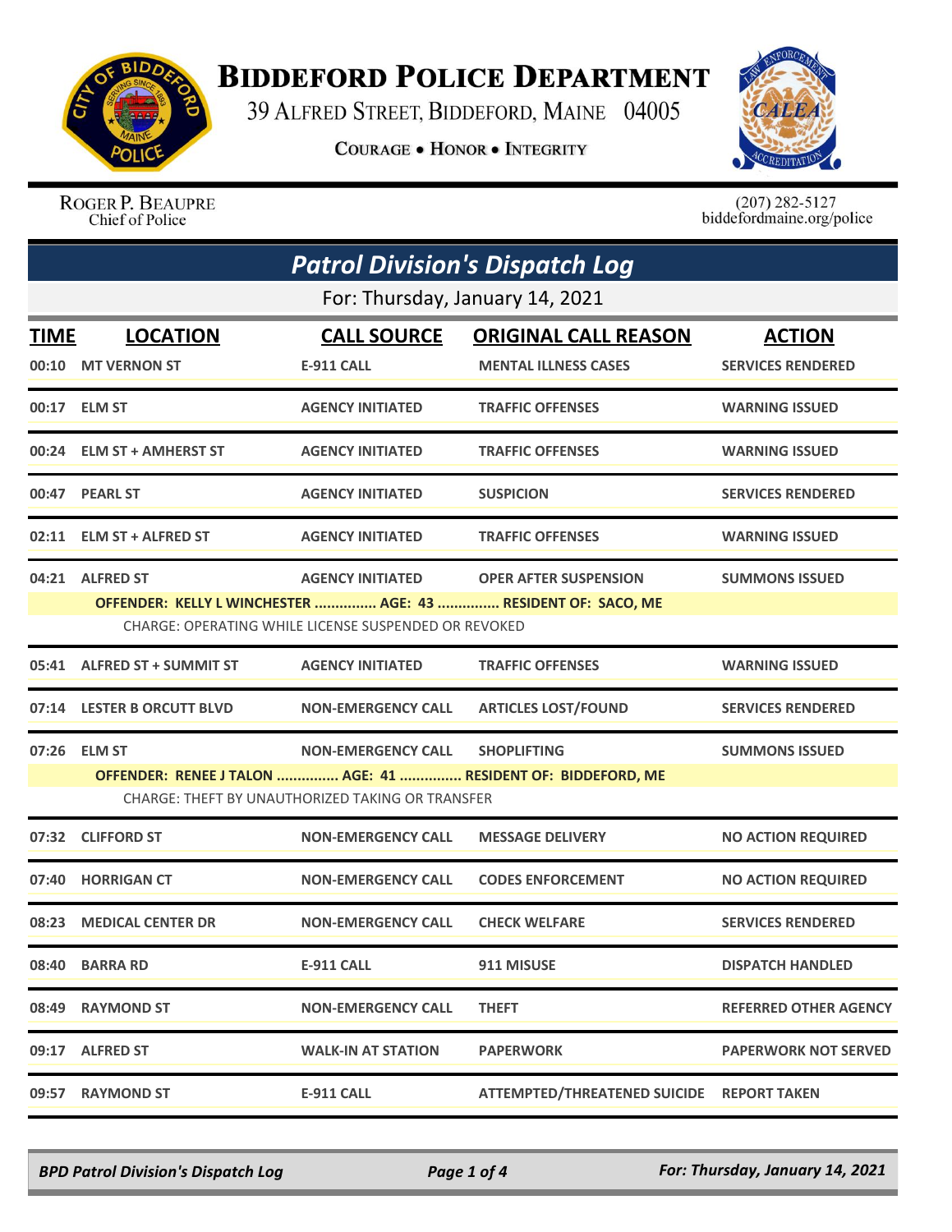# Biddeford Police Department

39 Alfred Street, Biddeford, Maine 04005

**Courage • Honor • Integrity**

Roger P. Beaupre
Chief of Police

(207) 282-5127
biddefordmaine.org/police

## *Patrol Division's Dispatch Log*

For: Thursday, January 14, 2021

| TIME | LOCATION | CALL SOURCE | ORIGINAL CALL REASON | ACTION |
|---|---|---|---|---|
| 00:10 | MT VERNON ST | E-911 CALL | MENTAL ILLNESS CASES | SERVICES RENDERED |
| 00:17 | ELM ST | AGENCY INITIATED | TRAFFIC OFFENSES | WARNING ISSUED |
| 00:24 | ELM ST + AMHERST ST | AGENCY INITIATED | TRAFFIC OFFENSES | WARNING ISSUED |
| 00:47 | PEARL ST | AGENCY INITIATED | SUSPICION | SERVICES RENDERED |
| 02:11 | ELM ST + ALFRED ST | AGENCY INITIATED | TRAFFIC OFFENSES | WARNING ISSUED |
| 04:21 | ALFRED ST | AGENCY INITIATED | OPER AFTER SUSPENSION | SUMMONS ISSUED |
| | OFFENDER: KELLY L WINCHESTER ............... AGE: 43 ............... RESIDENT OF: SACO, ME | | | |
| | CHARGE: OPERATING WHILE LICENSE SUSPENDED OR REVOKED | | | |
| 05:41 | ALFRED ST + SUMMIT ST | AGENCY INITIATED | TRAFFIC OFFENSES | WARNING ISSUED |
| 07:14 | LESTER B ORCUTT BLVD | NON-EMERGENCY CALL | ARTICLES LOST/FOUND | SERVICES RENDERED |
| 07:26 | ELM ST | NON-EMERGENCY CALL | SHOPLIFTING | SUMMONS ISSUED |
| | OFFENDER: RENEE J TALON ............... AGE: 41 ............... RESIDENT OF: BIDDEFORD, ME | | | |
| | CHARGE: THEFT BY UNAUTHORIZED TAKING OR TRANSFER | | | |
| 07:32 | CLIFFORD ST | NON-EMERGENCY CALL | MESSAGE DELIVERY | NO ACTION REQUIRED |
| 07:40 | HORRIGAN CT | NON-EMERGENCY CALL | CODES ENFORCEMENT | NO ACTION REQUIRED |
| 08:23 | MEDICAL CENTER DR | NON-EMERGENCY CALL | CHECK WELFARE | SERVICES RENDERED |
| 08:40 | BARRA RD | E-911 CALL | 911 MISUSE | DISPATCH HANDLED |
| 08:49 | RAYMOND ST | NON-EMERGENCY CALL | THEFT | REFERRED OTHER AGENCY |
| 09:17 | ALFRED ST | WALK-IN AT STATION | PAPERWORK | PAPERWORK NOT SERVED |
| 09:57 | RAYMOND ST | E-911 CALL | ATTEMPTED/THREATENED SUICIDE | REPORT TAKEN |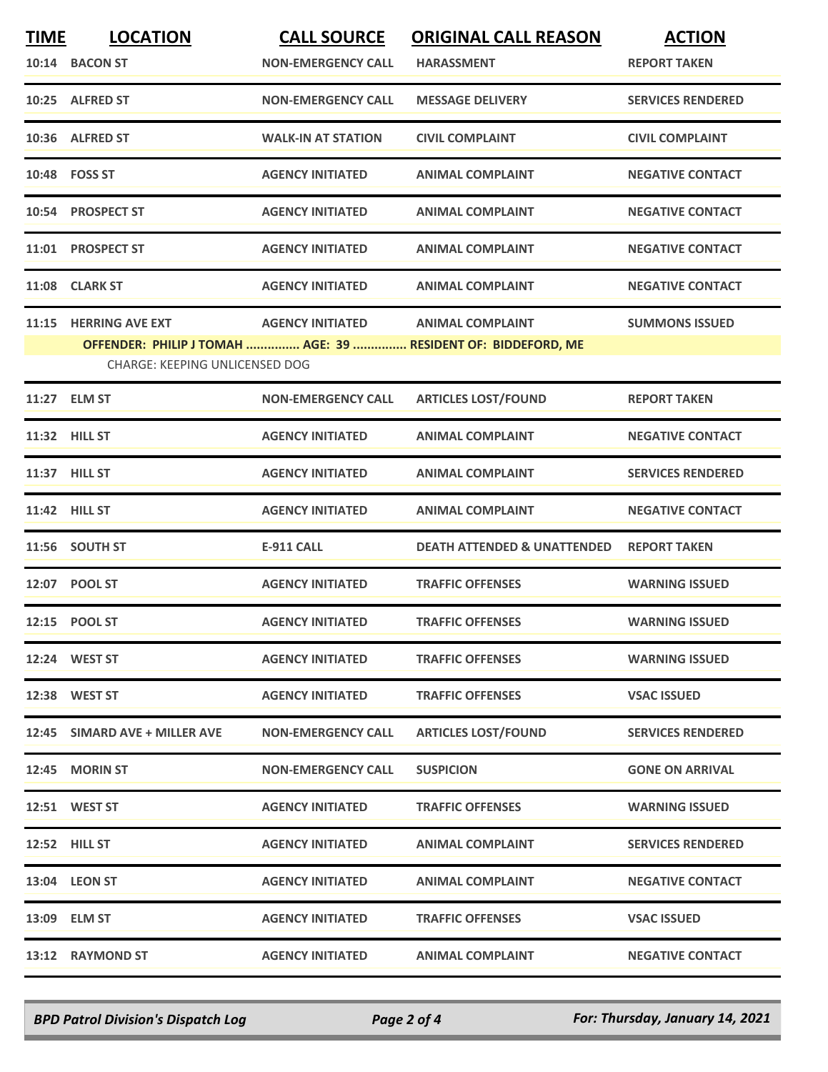| TIME | LOCATION | CALL SOURCE | ORIGINAL CALL REASON | ACTION |
|---|---|---|---|---|
| 10:14 | BACON ST | NON-EMERGENCY CALL | HARASSMENT | REPORT TAKEN |
| 10:25 | ALFRED ST | NON-EMERGENCY CALL | MESSAGE DELIVERY | SERVICES RENDERED |
| 10:36 | ALFRED ST | WALK-IN AT STATION | CIVIL COMPLAINT | CIVIL COMPLAINT |
| 10:48 | FOSS ST | AGENCY INITIATED | ANIMAL COMPLAINT | NEGATIVE CONTACT |
| 10:54 | PROSPECT ST | AGENCY INITIATED | ANIMAL COMPLAINT | NEGATIVE CONTACT |
| 11:01 | PROSPECT ST | AGENCY INITIATED | ANIMAL COMPLAINT | NEGATIVE CONTACT |
| 11:08 | CLARK ST | AGENCY INITIATED | ANIMAL COMPLAINT | NEGATIVE CONTACT |
| 11:15 | HERRING AVE EXT | AGENCY INITIATED | ANIMAL COMPLAINT | SUMMONS ISSUED |
| | OFFENDER: PHILIP J TOMAH ............... AGE: 39 ............... RESIDENT OF: BIDDEFORD, ME | | | |
| | CHARGE: KEEPING UNLICENSED DOG | | | |
| 11:27 | ELM ST | NON-EMERGENCY CALL | ARTICLES LOST/FOUND | REPORT TAKEN |
| 11:32 | HILL ST | AGENCY INITIATED | ANIMAL COMPLAINT | NEGATIVE CONTACT |
| 11:37 | HILL ST | AGENCY INITIATED | ANIMAL COMPLAINT | SERVICES RENDERED |
| 11:42 | HILL ST | AGENCY INITIATED | ANIMAL COMPLAINT | NEGATIVE CONTACT |
| 11:56 | SOUTH ST | E-911 CALL | DEATH ATTENDED & UNATTENDED | REPORT TAKEN |
| 12:07 | POOL ST | AGENCY INITIATED | TRAFFIC OFFENSES | WARNING ISSUED |
| 12:15 | POOL ST | AGENCY INITIATED | TRAFFIC OFFENSES | WARNING ISSUED |
| 12:24 | WEST ST | AGENCY INITIATED | TRAFFIC OFFENSES | WARNING ISSUED |
| 12:38 | WEST ST | AGENCY INITIATED | TRAFFIC OFFENSES | VSAC ISSUED |
| 12:45 | SIMARD AVE + MILLER AVE | NON-EMERGENCY CALL | ARTICLES LOST/FOUND | SERVICES RENDERED |
| 12:45 | MORIN ST | NON-EMERGENCY CALL | SUSPICION | GONE ON ARRIVAL |
| 12:51 | WEST ST | AGENCY INITIATED | TRAFFIC OFFENSES | WARNING ISSUED |
| 12:52 | HILL ST | AGENCY INITIATED | ANIMAL COMPLAINT | SERVICES RENDERED |
| 13:04 | LEON ST | AGENCY INITIATED | ANIMAL COMPLAINT | NEGATIVE CONTACT |
| 13:09 | ELM ST | AGENCY INITIATED | TRAFFIC OFFENSES | VSAC ISSUED |
| 13:12 | RAYMOND ST | AGENCY INITIATED | ANIMAL COMPLAINT | NEGATIVE CONTACT |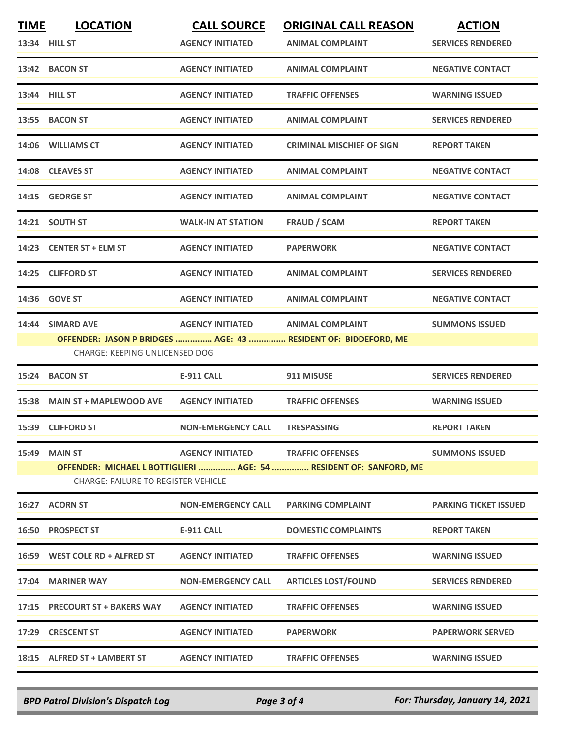| TIME | LOCATION | CALL SOURCE | ORIGINAL CALL REASON | ACTION |
|---|---|---|---|---|
| 13:34 | HILL ST | AGENCY INITIATED | ANIMAL COMPLAINT | SERVICES RENDERED |
| 13:42 | BACON ST | AGENCY INITIATED | ANIMAL COMPLAINT | NEGATIVE CONTACT |
| 13:44 | HILL ST | AGENCY INITIATED | TRAFFIC OFFENSES | WARNING ISSUED |
| 13:55 | BACON ST | AGENCY INITIATED | ANIMAL COMPLAINT | SERVICES RENDERED |
| 14:06 | WILLIAMS CT | AGENCY INITIATED | CRIMINAL MISCHIEF OF SIGN | REPORT TAKEN |
| 14:08 | CLEAVES ST | AGENCY INITIATED | ANIMAL COMPLAINT | NEGATIVE CONTACT |
| 14:15 | GEORGE ST | AGENCY INITIATED | ANIMAL COMPLAINT | NEGATIVE CONTACT |
| 14:21 | SOUTH ST | WALK-IN AT STATION | FRAUD / SCAM | REPORT TAKEN |
| 14:23 | CENTER ST + ELM ST | AGENCY INITIATED | PAPERWORK | NEGATIVE CONTACT |
| 14:25 | CLIFFORD ST | AGENCY INITIATED | ANIMAL COMPLAINT | SERVICES RENDERED |
| 14:36 | GOVE ST | AGENCY INITIATED | ANIMAL COMPLAINT | NEGATIVE CONTACT |
| 14:44 | SIMARD AVE | AGENCY INITIATED | ANIMAL COMPLAINT | SUMMONS ISSUED |
| | OFFENDER: JASON P BRIDGES ............... AGE: 43 ............... RESIDENT OF: BIDDEFORD, ME | | | |
| | CHARGE: KEEPING UNLICENSED DOG | | | |
| 15:24 | BACON ST | E-911 CALL | 911 MISUSE | SERVICES RENDERED |
| 15:38 | MAIN ST + MAPLEWOOD AVE | AGENCY INITIATED | TRAFFIC OFFENSES | WARNING ISSUED |
| 15:39 | CLIFFORD ST | NON-EMERGENCY CALL | TRESPASSING | REPORT TAKEN |
| 15:49 | MAIN ST | AGENCY INITIATED | TRAFFIC OFFENSES | SUMMONS ISSUED |
| | OFFENDER: MICHAEL L BOTTIGLIERI ............... AGE: 54 ............... RESIDENT OF: SANFORD, ME | | | |
| | CHARGE: FAILURE TO REGISTER VEHICLE | | | |
| 16:27 | ACORN ST | NON-EMERGENCY CALL | PARKING COMPLAINT | PARKING TICKET ISSUED |
| 16:50 | PROSPECT ST | E-911 CALL | DOMESTIC COMPLAINTS | REPORT TAKEN |
| 16:59 | WEST COLE RD + ALFRED ST | AGENCY INITIATED | TRAFFIC OFFENSES | WARNING ISSUED |
| 17:04 | MARINER WAY | NON-EMERGENCY CALL | ARTICLES LOST/FOUND | SERVICES RENDERED |
| 17:15 | PRECOURT ST + BAKERS WAY | AGENCY INITIATED | TRAFFIC OFFENSES | WARNING ISSUED |
| 17:29 | CRESCENT ST | AGENCY INITIATED | PAPERWORK | PAPERWORK SERVED |
| 18:15 | ALFRED ST + LAMBERT ST | AGENCY INITIATED | TRAFFIC OFFENSES | WARNING ISSUED |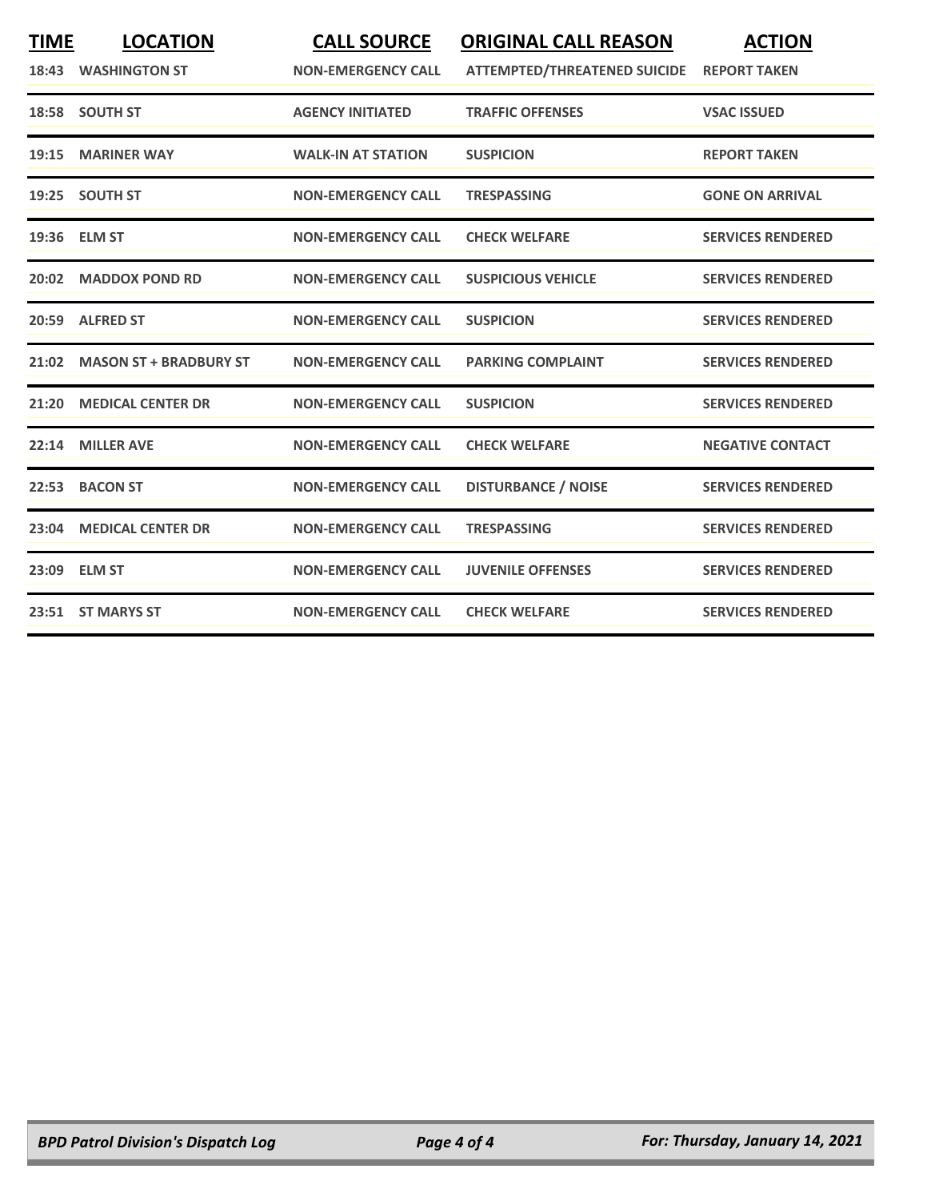| TIME | LOCATION | CALL SOURCE | ORIGINAL CALL REASON | ACTION |
|---|---|---|---|---|
| 18:43 | WASHINGTON ST | NON-EMERGENCY CALL | ATTEMPTED/THREATENED SUICIDE | REPORT TAKEN |
| 18:58 | SOUTH ST | AGENCY INITIATED | TRAFFIC OFFENSES | VSAC ISSUED |
| 19:15 | MARINER WAY | WALK-IN AT STATION | SUSPICION | REPORT TAKEN |
| 19:25 | SOUTH ST | NON-EMERGENCY CALL | TRESPASSING | GONE ON ARRIVAL |
| 19:36 | ELM ST | NON-EMERGENCY CALL | CHECK WELFARE | SERVICES RENDERED |
| 20:02 | MADDOX POND RD | NON-EMERGENCY CALL | SUSPICIOUS VEHICLE | SERVICES RENDERED |
| 20:59 | ALFRED ST | NON-EMERGENCY CALL | SUSPICION | SERVICES RENDERED |
| 21:02 | MASON ST + BRADBURY ST | NON-EMERGENCY CALL | PARKING COMPLAINT | SERVICES RENDERED |
| 21:20 | MEDICAL CENTER DR | NON-EMERGENCY CALL | SUSPICION | SERVICES RENDERED |
| 22:14 | MILLER AVE | NON-EMERGENCY CALL | CHECK WELFARE | NEGATIVE CONTACT |
| 22:53 | BACON ST | NON-EMERGENCY CALL | DISTURBANCE / NOISE | SERVICES RENDERED |
| 23:04 | MEDICAL CENTER DR | NON-EMERGENCY CALL | TRESPASSING | SERVICES RENDERED |
| 23:09 | ELM ST | NON-EMERGENCY CALL | JUVENILE OFFENSES | SERVICES RENDERED |
| 23:51 | ST MARYS ST | NON-EMERGENCY CALL | CHECK WELFARE | SERVICES RENDERED |